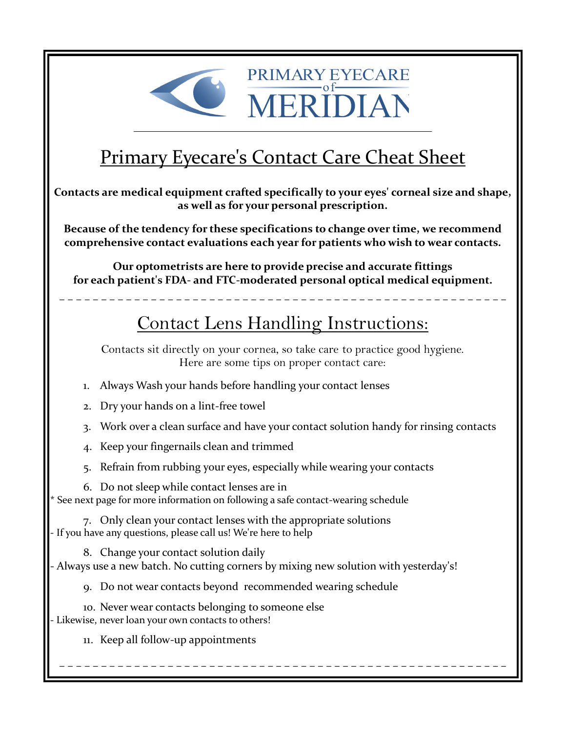PRIMARY EYECARE of MERIDIAN

# Primary Eyecare's Contact Care Cheat Sheet

**Contacts are medical equipment crafted specifically to your eyes' corneal size and shape, as well as for your personal prescription.**

**Because of the tendency for these specifications to change over time, we recommend comprehensive contact evaluations each year for patients who wish to wear contacts.**

**Our optometrists are here to provide precise and accurate fittings for each patient's FDA- and FTC-moderated personal optical medical equipment.**

---

## Contact Lens Handling Instructions:

Contacts sit directly on your cornea, so take care to practice good hygiene. Here are some tips on proper contact care:

1. Always Wash your hands before handling your contact lenses
2. Dry your hands on a lint-free towel
3. Work over a clean surface and have your contact solution handy for rinsing contacts
4. Keep your fingernails clean and trimmed
5. Refrain from rubbing your eyes, especially while wearing your contacts
6. Do not sleep while contact lenses are in

\* See next page for more information on following a safe contact-wearing schedule

7. Only clean your contact lenses with the appropriate solutions

\- If you have any questions, please call us! We're here to help

8. Change your contact solution daily

\- Always use a new batch. No cutting corners by mixing new solution with yesterday's!

9. Do not wear contacts beyond recommended wearing schedule
10. Never wear contacts belonging to someone else

\- Likewise, never loan your own contacts to others!

11. Keep all follow-up appointments

---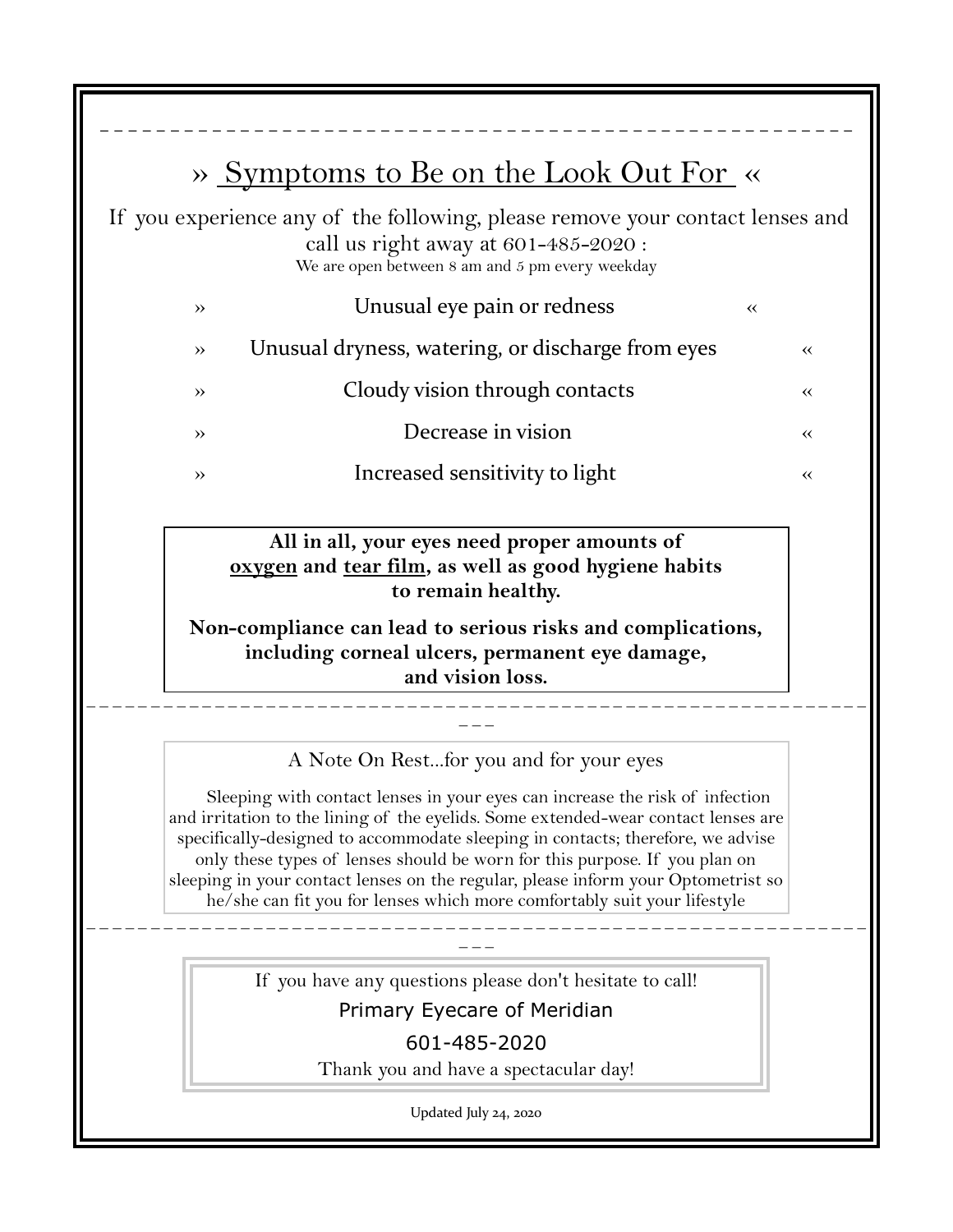## » Symptoms to Be on the Look Out For «

If you experience any of the following, please remove your contact lenses and call us right away at 601-485-2020 :
We are open between 8 am and 5 pm every weekday

- » Unusual eye pain or redness «
- » Unusual dryness, watering, or discharge from eyes «
- » Cloudy vision through contacts «
- » Decrease in vision «
- » Increased sensitivity to light «

**All in all, your eyes need proper amounts of oxygen and tear film, as well as good hygiene habits to remain healthy.**

**Non-compliance can lead to serious risks and complications, including corneal ulcers, permanent eye damage, and vision loss.**

---

### A Note On Rest...for you and for your eyes

Sleeping with contact lenses in your eyes can increase the risk of infection and irritation to the lining of the eyelids. Some extended-wear contact lenses are specifically-designed to accommodate sleeping in contacts; therefore, we advise only these types of lenses should be worn for this purpose. If you plan on sleeping in your contact lenses on the regular, please inform your Optometrist so he/she can fit you for lenses which more comfortably suit your lifestyle

---

If you have any questions please don't hesitate to call!

Primary Eyecare of Meridian

601-485-2020

Thank you and have a spectacular day!

Updated July 24, 2020